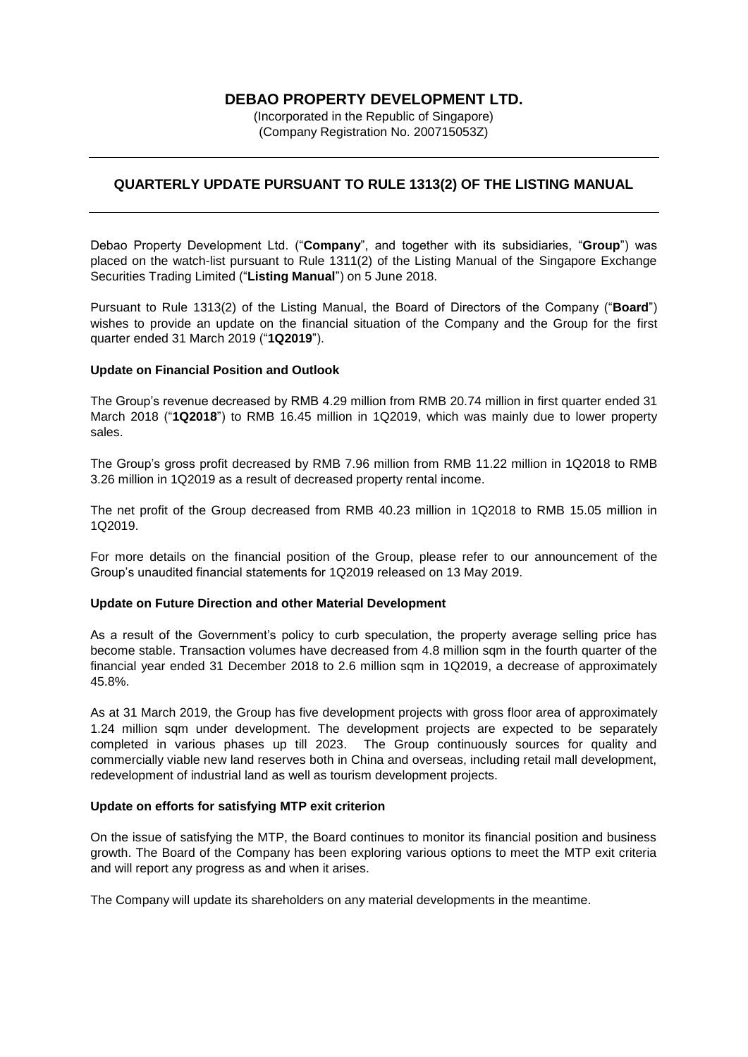# DEBAO PROPERTY DEVELOPMENT LTD.

(Incorporated in the Republic of Singapore)
(Company Registration No. 200715053Z)

---

## QUARTERLY UPDATE PURSUANT TO RULE 1313(2) OF THE LISTING MANUAL

---

Debao Property Development Ltd. ("**Company**", and together with its subsidiaries, "**Group**") was placed on the watch-list pursuant to Rule 1311(2) of the Listing Manual of the Singapore Exchange Securities Trading Limited ("**Listing Manual**") on 5 June 2018.

Pursuant to Rule 1313(2) of the Listing Manual, the Board of Directors of the Company ("**Board**") wishes to provide an update on the financial situation of the Company and the Group for the first quarter ended 31 March 2019 ("**1Q2019**").

**Update on Financial Position and Outlook**

The Group's revenue decreased by RMB 4.29 million from RMB 20.74 million in first quarter ended 31 March 2018 ("**1Q2018**") to RMB 16.45 million in 1Q2019, which was mainly due to lower property sales.

The Group's gross profit decreased by RMB 7.96 million from RMB 11.22 million in 1Q2018 to RMB 3.26 million in 1Q2019 as a result of decreased property rental income.

The net profit of the Group decreased from RMB 40.23 million in 1Q2018 to RMB 15.05 million in 1Q2019.

For more details on the financial position of the Group, please refer to our announcement of the Group's unaudited financial statements for 1Q2019 released on 13 May 2019.

**Update on Future Direction and other Material Development**

As a result of the Government's policy to curb speculation, the property average selling price has become stable. Transaction volumes have decreased from 4.8 million sqm in the fourth quarter of the financial year ended 31 December 2018 to 2.6 million sqm in 1Q2019, a decrease of approximately 45.8%.

As at 31 March 2019, the Group has five development projects with gross floor area of approximately 1.24 million sqm under development. The development projects are expected to be separately completed in various phases up till 2023. The Group continuously sources for quality and commercially viable new land reserves both in China and overseas, including retail mall development, redevelopment of industrial land as well as tourism development projects.

**Update on efforts for satisfying MTP exit criterion**

On the issue of satisfying the MTP, the Board continues to monitor its financial position and business growth. The Board of the Company has been exploring various options to meet the MTP exit criteria and will report any progress as and when it arises.

The Company will update its shareholders on any material developments in the meantime.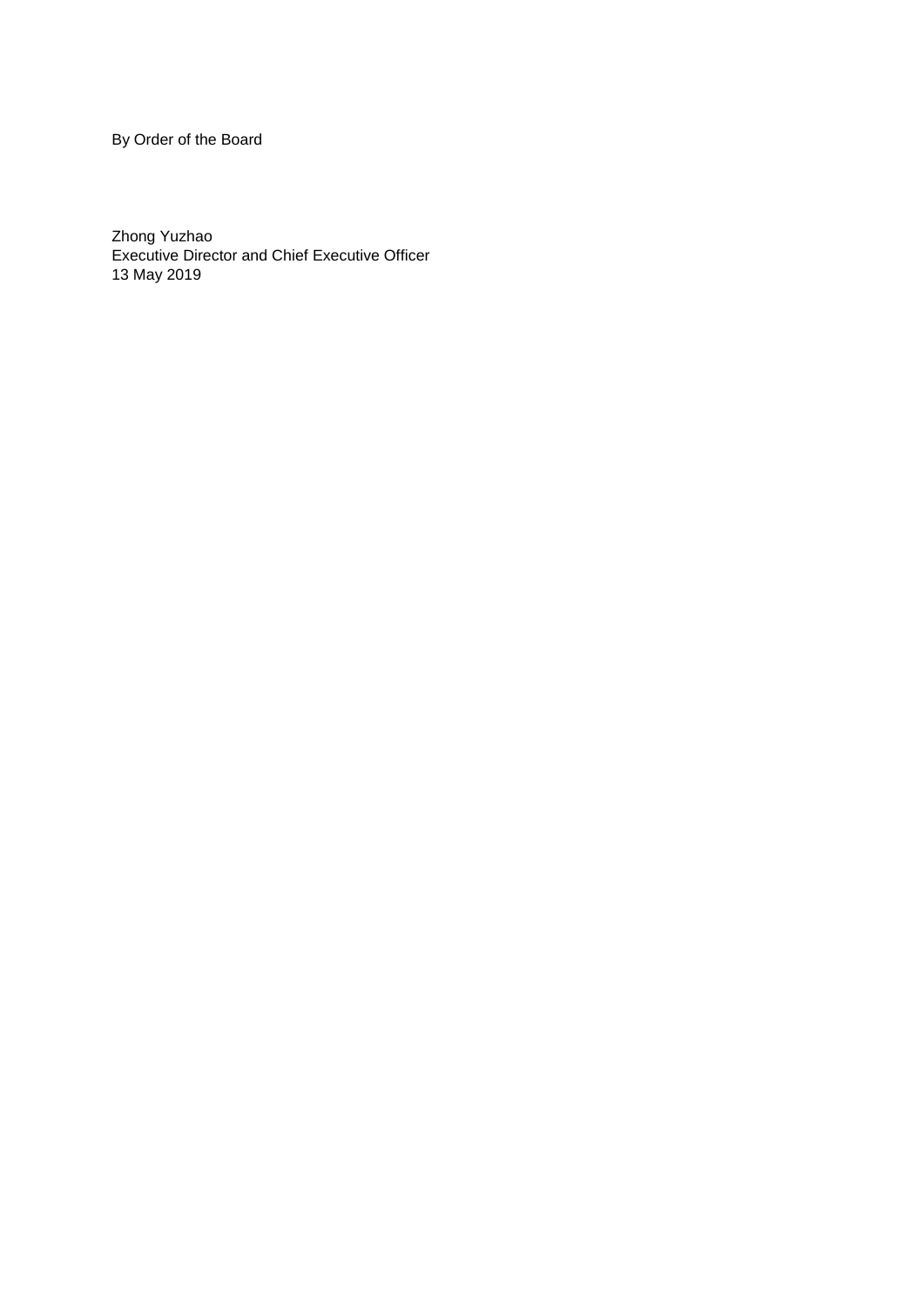By Order of the Board

Zhong Yuzhao
Executive Director and Chief Executive Officer
13 May 2019